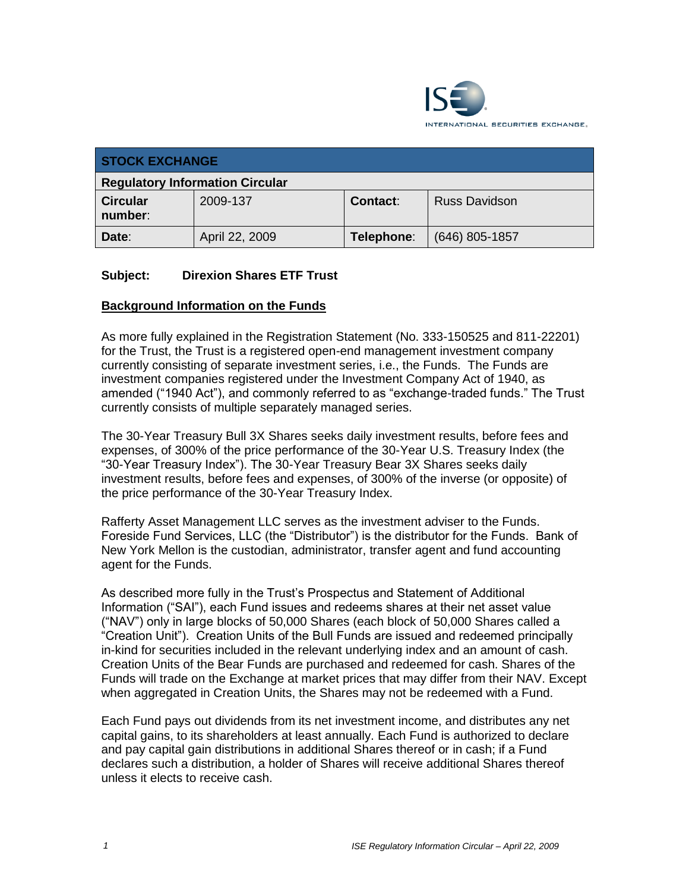| STOCK EXCHANGE | | | |
|---|---|---|---|
| **Regulatory Information Circular** | | | |
| **Circular number**: | 2009-137 | **Contact**: | Russ Davidson |
| **Date**: | April 22, 2009 | **Telephone**: | (646) 805-1857 |

**Subject: Direxion Shares ETF Trust**

**Background Information on the Funds**

As more fully explained in the Registration Statement (No. 333-150525 and 811-22201) for the Trust, the Trust is a registered open-end management investment company currently consisting of separate investment series, i.e., the Funds. The Funds are investment companies registered under the Investment Company Act of 1940, as amended ("1940 Act"), and commonly referred to as "exchange-traded funds." The Trust currently consists of multiple separately managed series.

The 30-Year Treasury Bull 3X Shares seeks daily investment results, before fees and expenses, of 300% of the price performance of the 30-Year U.S. Treasury Index (the "30-Year Treasury Index"). The 30-Year Treasury Bear 3X Shares seeks daily investment results, before fees and expenses, of 300% of the inverse (or opposite) of the price performance of the 30-Year Treasury Index.

Rafferty Asset Management LLC serves as the investment adviser to the Funds. Foreside Fund Services, LLC (the "Distributor") is the distributor for the Funds. Bank of New York Mellon is the custodian, administrator, transfer agent and fund accounting agent for the Funds.

As described more fully in the Trust's Prospectus and Statement of Additional Information ("SAI"), each Fund issues and redeems shares at their net asset value ("NAV") only in large blocks of 50,000 Shares (each block of 50,000 Shares called a "Creation Unit"). Creation Units of the Bull Funds are issued and redeemed principally in-kind for securities included in the relevant underlying index and an amount of cash. Creation Units of the Bear Funds are purchased and redeemed for cash. Shares of the Funds will trade on the Exchange at market prices that may differ from their NAV. Except when aggregated in Creation Units, the Shares may not be redeemed with a Fund.

Each Fund pays out dividends from its net investment income, and distributes any net capital gains, to its shareholders at least annually. Each Fund is authorized to declare and pay capital gain distributions in additional Shares thereof or in cash; if a Fund declares such a distribution, a holder of Shares will receive additional Shares thereof unless it elects to receive cash.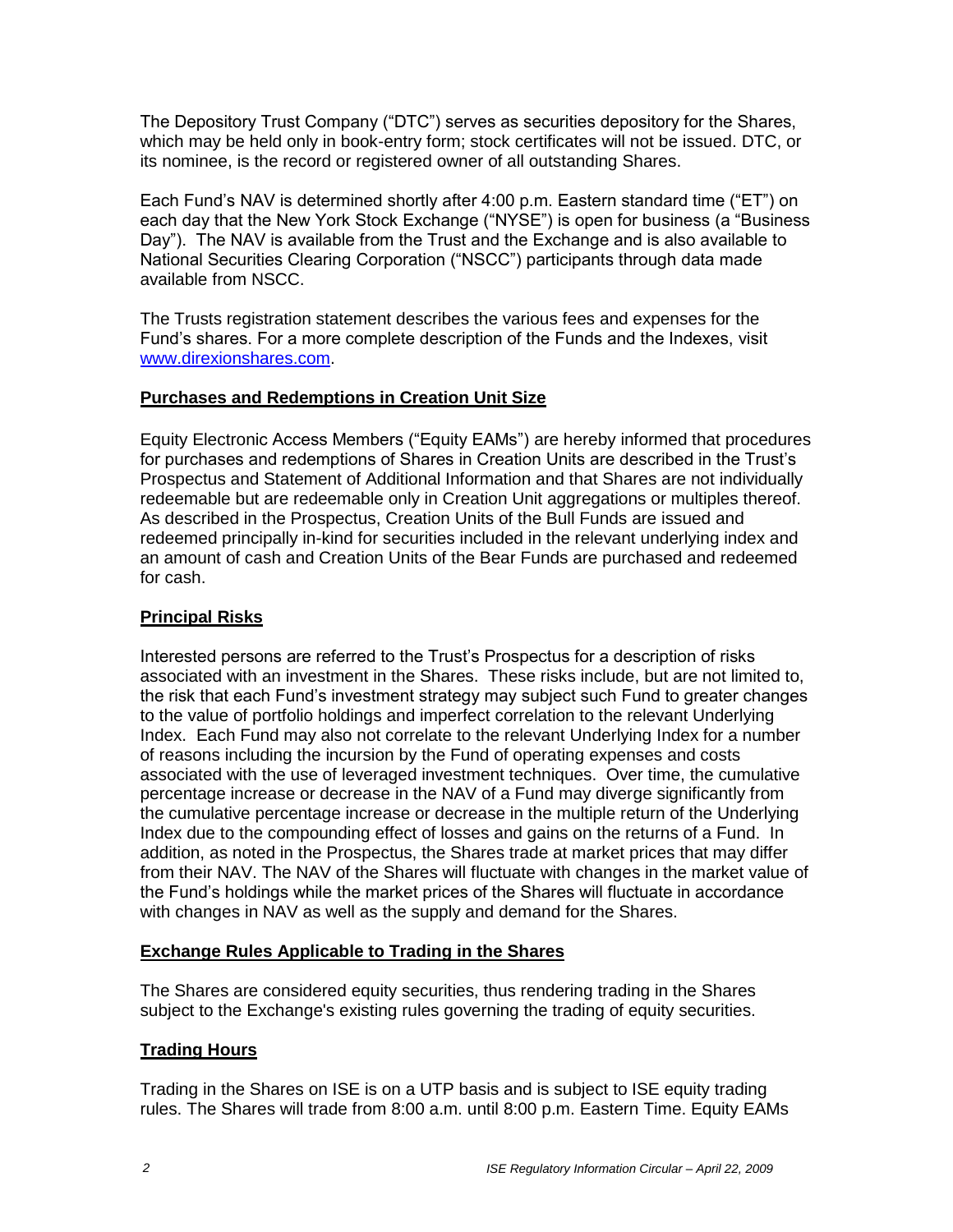The Depository Trust Company ("DTC") serves as securities depository for the Shares, which may be held only in book-entry form; stock certificates will not be issued. DTC, or its nominee, is the record or registered owner of all outstanding Shares.

Each Fund's NAV is determined shortly after 4:00 p.m. Eastern standard time ("ET") on each day that the New York Stock Exchange ("NYSE") is open for business (a "Business Day"). The NAV is available from the Trust and the Exchange and is also available to National Securities Clearing Corporation ("NSCC") participants through data made available from NSCC.

The Trusts registration statement describes the various fees and expenses for the Fund's shares. For a more complete description of the Funds and the Indexes, visit [www.direxionshares.com](www.direxionshares.com).

**Purchases and Redemptions in Creation Unit Size**

Equity Electronic Access Members ("Equity EAMs") are hereby informed that procedures for purchases and redemptions of Shares in Creation Units are described in the Trust's Prospectus and Statement of Additional Information and that Shares are not individually redeemable but are redeemable only in Creation Unit aggregations or multiples thereof. As described in the Prospectus, Creation Units of the Bull Funds are issued and redeemed principally in-kind for securities included in the relevant underlying index and an amount of cash and Creation Units of the Bear Funds are purchased and redeemed for cash.

**Principal Risks**

Interested persons are referred to the Trust's Prospectus for a description of risks associated with an investment in the Shares. These risks include, but are not limited to, the risk that each Fund's investment strategy may subject such Fund to greater changes to the value of portfolio holdings and imperfect correlation to the relevant Underlying Index. Each Fund may also not correlate to the relevant Underlying Index for a number of reasons including the incursion by the Fund of operating expenses and costs associated with the use of leveraged investment techniques. Over time, the cumulative percentage increase or decrease in the NAV of a Fund may diverge significantly from the cumulative percentage increase or decrease in the multiple return of the Underlying Index due to the compounding effect of losses and gains on the returns of a Fund. In addition, as noted in the Prospectus, the Shares trade at market prices that may differ from their NAV. The NAV of the Shares will fluctuate with changes in the market value of the Fund's holdings while the market prices of the Shares will fluctuate in accordance with changes in NAV as well as the supply and demand for the Shares.

**Exchange Rules Applicable to Trading in the Shares**

The Shares are considered equity securities, thus rendering trading in the Shares subject to the Exchange's existing rules governing the trading of equity securities.

**Trading Hours**

Trading in the Shares on ISE is on a UTP basis and is subject to ISE equity trading rules. The Shares will trade from 8:00 a.m. until 8:00 p.m. Eastern Time. Equity EAMs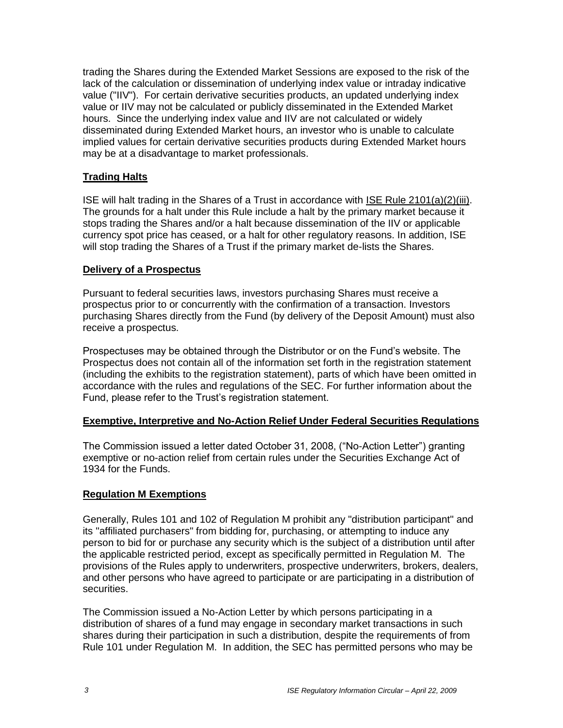trading the Shares during the Extended Market Sessions are exposed to the risk of the lack of the calculation or dissemination of underlying index value or intraday indicative value ("IIV"). For certain derivative securities products, an updated underlying index value or IIV may not be calculated or publicly disseminated in the Extended Market hours. Since the underlying index value and IIV are not calculated or widely disseminated during Extended Market hours, an investor who is unable to calculate implied values for certain derivative securities products during Extended Market hours may be at a disadvantage to market professionals.

**Trading Halts**

ISE will halt trading in the Shares of a Trust in accordance with ISE Rule 2101(a)(2)(iii). The grounds for a halt under this Rule include a halt by the primary market because it stops trading the Shares and/or a halt because dissemination of the IIV or applicable currency spot price has ceased, or a halt for other regulatory reasons. In addition, ISE will stop trading the Shares of a Trust if the primary market de-lists the Shares.

**Delivery of a Prospectus**

Pursuant to federal securities laws, investors purchasing Shares must receive a prospectus prior to or concurrently with the confirmation of a transaction. Investors purchasing Shares directly from the Fund (by delivery of the Deposit Amount) must also receive a prospectus.

Prospectuses may be obtained through the Distributor or on the Fund's website. The Prospectus does not contain all of the information set forth in the registration statement (including the exhibits to the registration statement), parts of which have been omitted in accordance with the rules and regulations of the SEC. For further information about the Fund, please refer to the Trust's registration statement.

**Exemptive, Interpretive and No-Action Relief Under Federal Securities Regulations**

The Commission issued a letter dated October 31, 2008, ("No-Action Letter") granting exemptive or no-action relief from certain rules under the Securities Exchange Act of 1934 for the Funds.

**Regulation M Exemptions**

Generally, Rules 101 and 102 of Regulation M prohibit any "distribution participant" and its "affiliated purchasers" from bidding for, purchasing, or attempting to induce any person to bid for or purchase any security which is the subject of a distribution until after the applicable restricted period, except as specifically permitted in Regulation M. The provisions of the Rules apply to underwriters, prospective underwriters, brokers, dealers, and other persons who have agreed to participate or are participating in a distribution of securities.

The Commission issued a No-Action Letter by which persons participating in a distribution of shares of a fund may engage in secondary market transactions in such shares during their participation in such a distribution, despite the requirements of from Rule 101 under Regulation M. In addition, the SEC has permitted persons who may be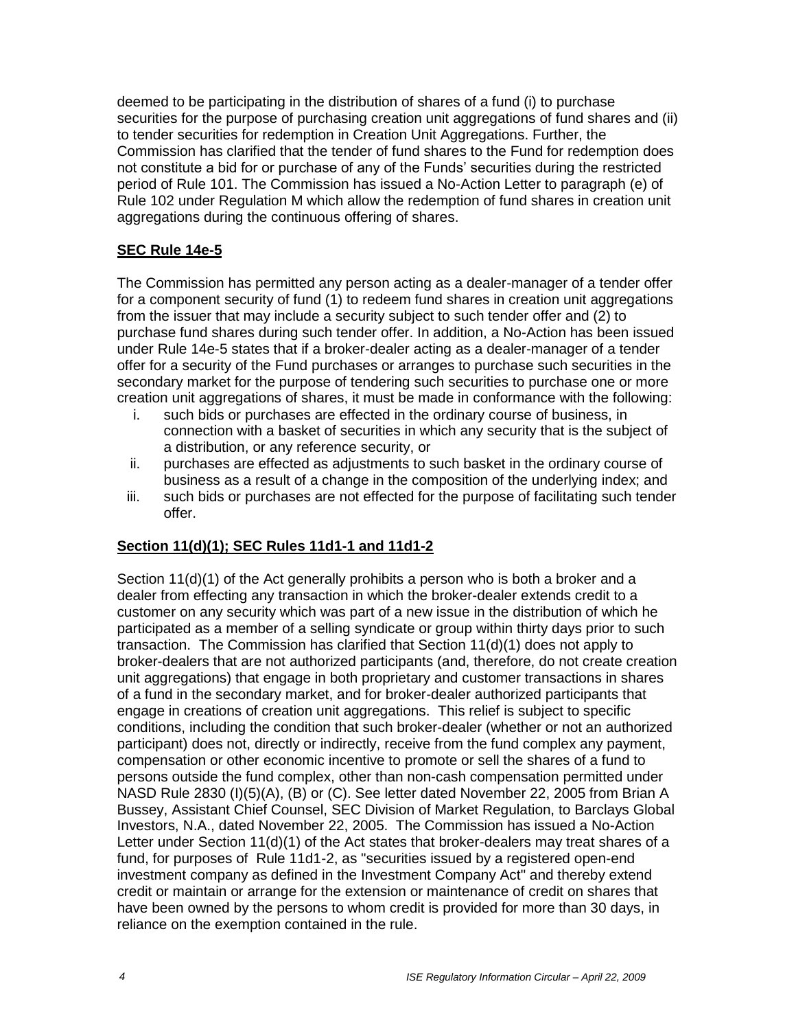deemed to be participating in the distribution of shares of a fund (i) to purchase securities for the purpose of purchasing creation unit aggregations of fund shares and (ii) to tender securities for redemption in Creation Unit Aggregations. Further, the Commission has clarified that the tender of fund shares to the Fund for redemption does not constitute a bid for or purchase of any of the Funds' securities during the restricted period of Rule 101. The Commission has issued a No-Action Letter to paragraph (e) of Rule 102 under Regulation M which allow the redemption of fund shares in creation unit aggregations during the continuous offering of shares.

**SEC Rule 14e-5**

The Commission has permitted any person acting as a dealer-manager of a tender offer for a component security of fund (1) to redeem fund shares in creation unit aggregations from the issuer that may include a security subject to such tender offer and (2) to purchase fund shares during such tender offer. In addition, a No-Action has been issued under Rule 14e-5 states that if a broker-dealer acting as a dealer-manager of a tender offer for a security of the Fund purchases or arranges to purchase such securities in the secondary market for the purpose of tendering such securities to purchase one or more creation unit aggregations of shares, it must be made in conformance with the following:

i. such bids or purchases are effected in the ordinary course of business, in connection with a basket of securities in which any security that is the subject of a distribution, or any reference security, or
ii. purchases are effected as adjustments to such basket in the ordinary course of business as a result of a change in the composition of the underlying index; and
iii. such bids or purchases are not effected for the purpose of facilitating such tender offer.

**Section 11(d)(1); SEC Rules 11d1-1 and 11d1-2**

Section 11(d)(1) of the Act generally prohibits a person who is both a broker and a dealer from effecting any transaction in which the broker-dealer extends credit to a customer on any security which was part of a new issue in the distribution of which he participated as a member of a selling syndicate or group within thirty days prior to such transaction. The Commission has clarified that Section 11(d)(1) does not apply to broker-dealers that are not authorized participants (and, therefore, do not create creation unit aggregations) that engage in both proprietary and customer transactions in shares of a fund in the secondary market, and for broker-dealer authorized participants that engage in creations of creation unit aggregations. This relief is subject to specific conditions, including the condition that such broker-dealer (whether or not an authorized participant) does not, directly or indirectly, receive from the fund complex any payment, compensation or other economic incentive to promote or sell the shares of a fund to persons outside the fund complex, other than non-cash compensation permitted under NASD Rule 2830 (I)(5)(A), (B) or (C). See letter dated November 22, 2005 from Brian A Bussey, Assistant Chief Counsel, SEC Division of Market Regulation, to Barclays Global Investors, N.A., dated November 22, 2005. The Commission has issued a No-Action Letter under Section 11(d)(1) of the Act states that broker-dealers may treat shares of a fund, for purposes of Rule 11d1-2, as "securities issued by a registered open-end investment company as defined in the Investment Company Act" and thereby extend credit or maintain or arrange for the extension or maintenance of credit on shares that have been owned by the persons to whom credit is provided for more than 30 days, in reliance on the exemption contained in the rule.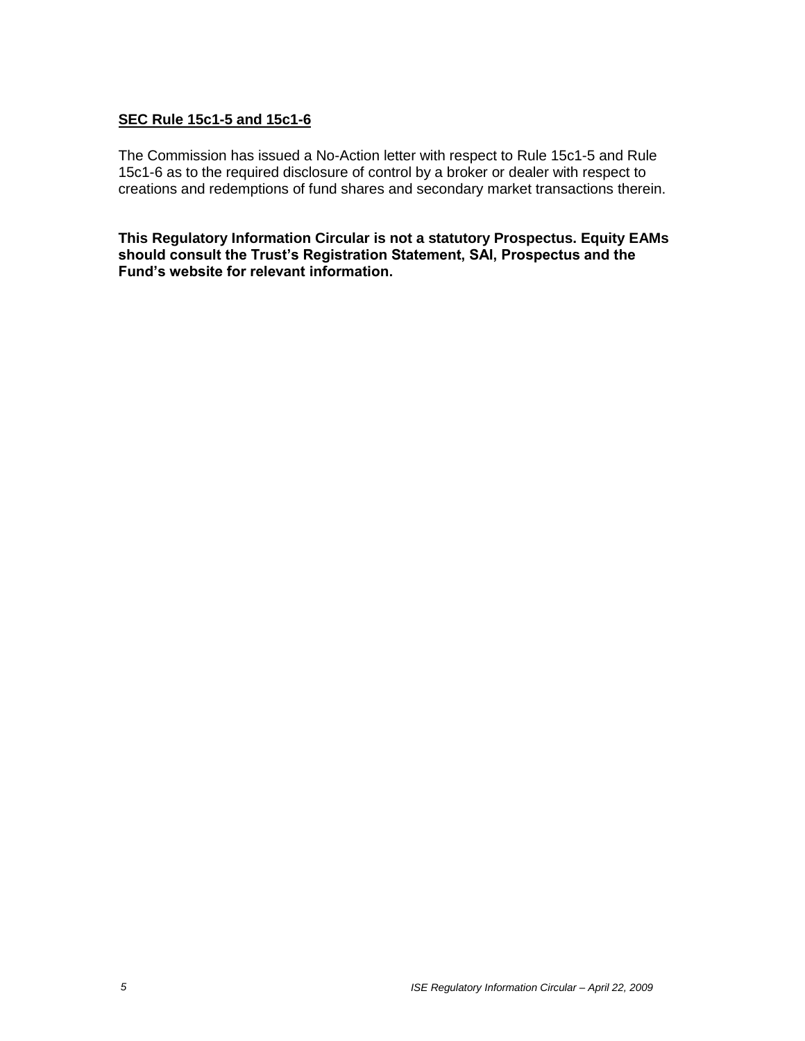**SEC Rule 15c1-5 and 15c1-6**

The Commission has issued a No-Action letter with respect to Rule 15c1-5 and Rule 15c1-6 as to the required disclosure of control by a broker or dealer with respect to creations and redemptions of fund shares and secondary market transactions therein.

**This Regulatory Information Circular is not a statutory Prospectus. Equity EAMs should consult the Trust's Registration Statement, SAI, Prospectus and the Fund's website for relevant information.**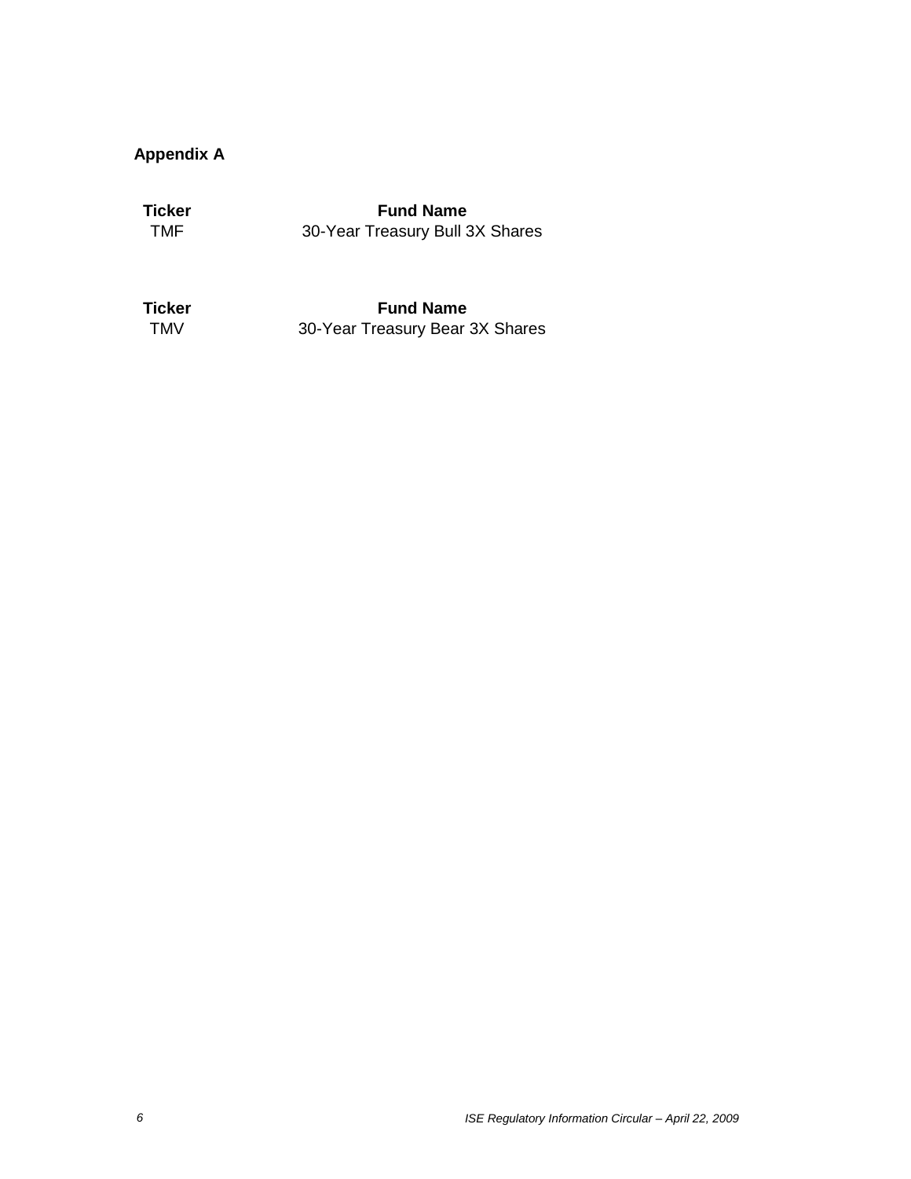## Appendix A

| Ticker | Fund Name |
| --- | --- |
| TMF | 30-Year Treasury Bull 3X Shares |

| Ticker | Fund Name |
| --- | --- |
| TMV | 30-Year Treasury Bear 3X Shares |